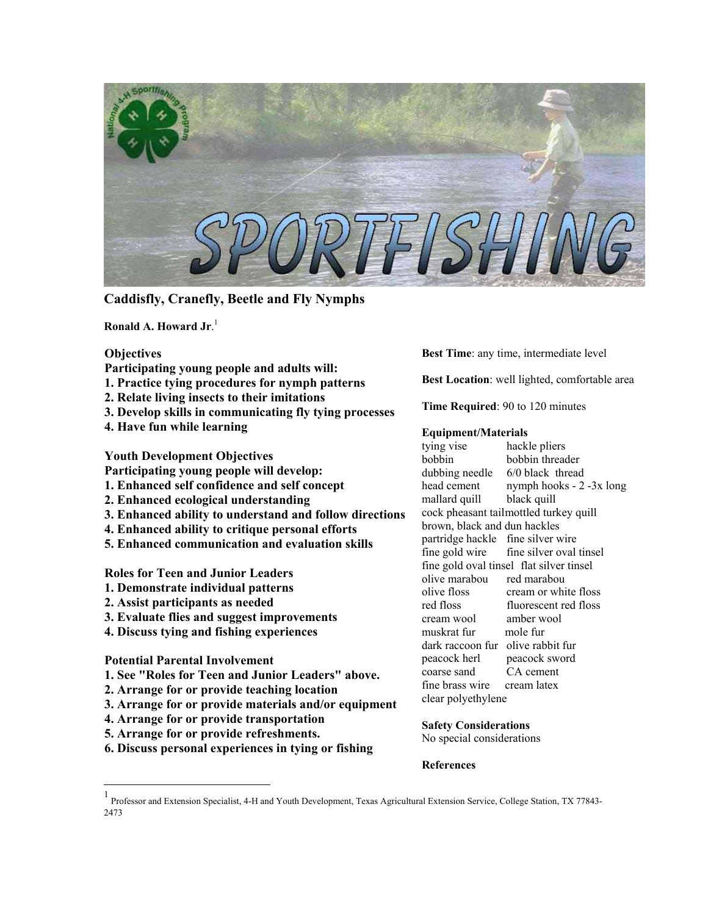# Caddisfly, Cranefly, Beetle and Fly Nymphs

**Ronald A. Howard Jr**.[1]

**Objectives**

**Participating young people and adults will:**

1. **Practice tying procedures for nymph patterns**
2. **Relate living insects to their imitations**
3. **Develop skills in communicating fly tying processes**
4. **Have fun while learning**

**Youth Development Objectives**

**Participating young people will develop:**

1. **Enhanced self confidence and self concept**
2. **Enhanced ecological understanding**
3. **Enhanced ability to understand and follow directions**
4. **Enhanced ability to critique personal efforts**
5. **Enhanced communication and evaluation skills**

**Roles for Teen and Junior Leaders**

1. **Demonstrate individual patterns**
2. **Assist participants as needed**
3. **Evaluate flies and suggest improvements**
4. **Discuss tying and fishing experiences**

**Potential Parental Involvement**

1. **See "Roles for Teen and Junior Leaders" above.**
2. **Arrange for or provide teaching location**
3. **Arrange for or provide materials and/or equipment**
4. **Arrange for or provide transportation**
5. **Arrange for or provide refreshments.**
6. **Discuss personal experiences in tying or fishing**

**Best Time**: any time, intermediate level

**Best Location**: well lighted, comfortable area

**Time Required**: 90 to 120 minutes

**Equipment/Materials**

tying vise, hackle pliers, bobbin, bobbin threader, dubbing needle, 6/0 black thread, head cement, nymph hooks - 2 -3x long, mallard quill, black quill, cock pheasant tail, mottled turkey quill, brown, black and dun hackles, partridge hackle, fine silver wire, fine gold wire, fine silver oval tinsel, fine gold oval tinsel, flat silver tinsel, olive marabou, red marabou, olive floss, cream or white floss, red floss, fluorescent red floss, cream wool, amber wool, muskrat fur, mole fur, dark raccoon fur, olive rabbit fur, peacock herl, peacock sword, coarse sand, CA cement, fine brass wire, cream latex, clear polyethylene

**Safety Considerations**

No special considerations

**References**

---

[1] Professor and Extension Specialist, 4-H and Youth Development, Texas Agricultural Extension Service, College Station, TX 77843-2473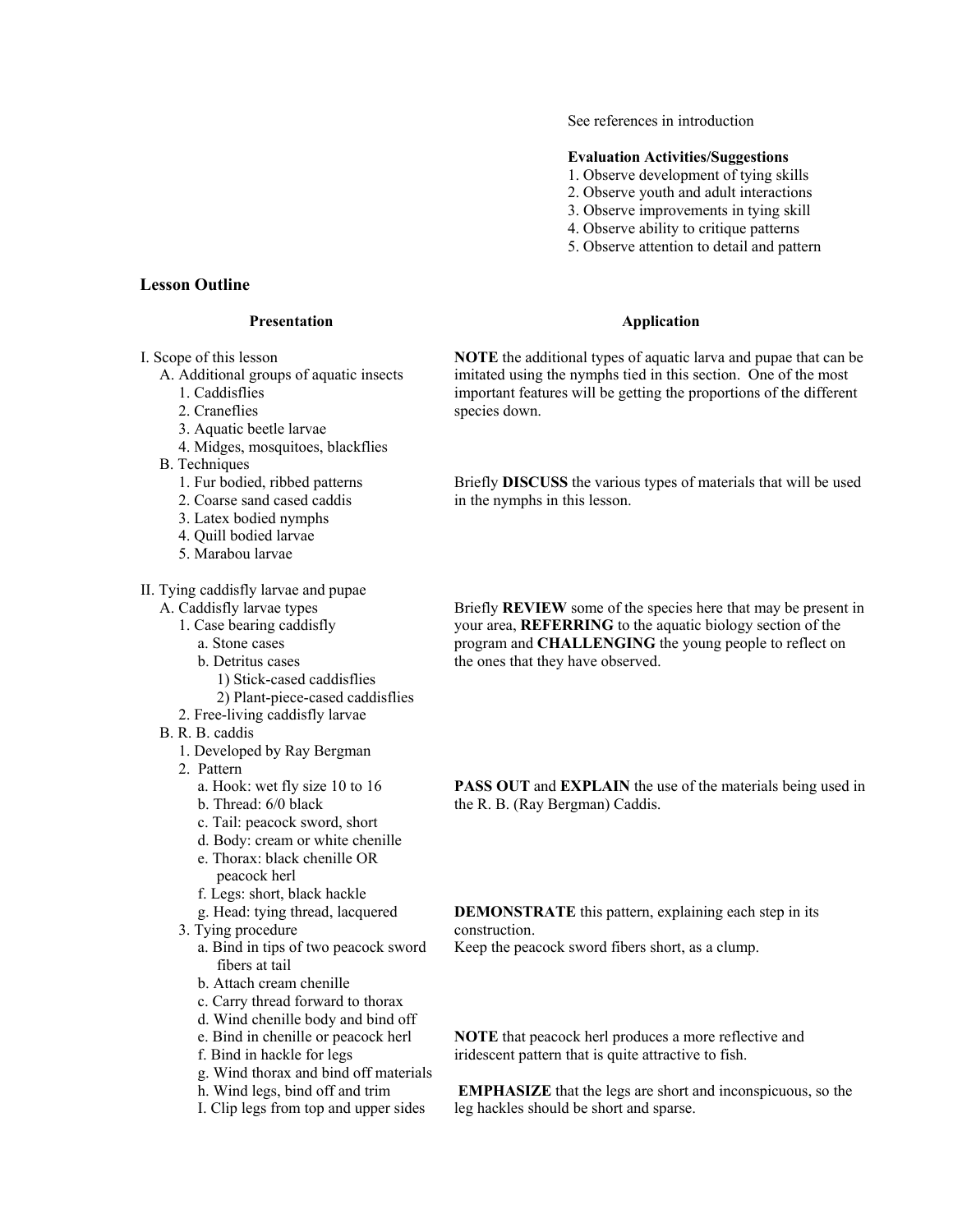See references in introduction

**Evaluation Activities/Suggestions**

1. Observe development of tying skills
2. Observe youth and adult interactions
3. Observe improvements in tying skill
4. Observe ability to critique patterns
5. Observe attention to detail and pattern

## Lesson Outline

| Presentation | Application |
|---|---|
| I. Scope of this lesson<br>A. Additional groups of aquatic insects<br>1. Caddisflies<br>2. Craneflies<br>3. Aquatic beetle larvae<br>4. Midges, mosquitoes, blackflies | **NOTE** the additional types of aquatic larva and pupae that can be imitated using the nymphs tied in this section. One of the most important features will be getting the proportions of the different species down. |
| B. Techniques<br>1. Fur bodied, ribbed patterns<br>2. Coarse sand cased caddis<br>3. Latex bodied nymphs<br>4. Quill bodied larvae<br>5. Marabou larvae | Briefly **DISCUSS** the various types of materials that will be used in the nymphs in this lesson. |
| II. Tying caddisfly larvae and pupae<br>A. Caddisfly larvae types<br>1. Case bearing caddisfly<br>a. Stone cases<br>b. Detritus cases<br>1) Stick-cased caddisflies<br>2) Plant-piece-cased caddisflies<br>2. Free-living caddisfly larvae | Briefly **REVIEW** some of the species here that may be present in your area, **REFERRING** to the aquatic biology section of the program and **CHALLENGING** the young people to reflect on the ones that they have observed. |
| B. R. B. caddis<br>1. Developed by Ray Bergman<br>2. Pattern<br>a. Hook: wet fly size 10 to 16<br>b. Thread: 6/0 black<br>c. Tail: peacock sword, short<br>d. Body: cream or white chenille<br>e. Thorax: black chenille OR peacock herl<br>f. Legs: short, black hackle | **PASS OUT** and **EXPLAIN** the use of the materials being used in the R. B. (Ray Bergman) Caddis. |
| g. Head: tying thread, lacquered<br>3. Tying procedure<br>a. Bind in tips of two peacock sword fibers at tail<br>b. Attach cream chenille<br>c. Carry thread forward to thorax<br>d. Wind chenille body and bind off | **DEMONSTRATE** this pattern, explaining each step in its construction.<br>Keep the peacock sword fibers short, as a clump. |
| e. Bind in chenille or peacock herl<br>f. Bind in hackle for legs<br>g. Wind thorax and bind off materials | **NOTE** that peacock herl produces a more reflective and iridescent pattern that is quite attractive to fish. |
| h. Wind legs, bind off and trim<br>I. Clip legs from top and upper sides | **EMPHASIZE** that the legs are short and inconspicuous, so the leg hackles should be short and sparse. |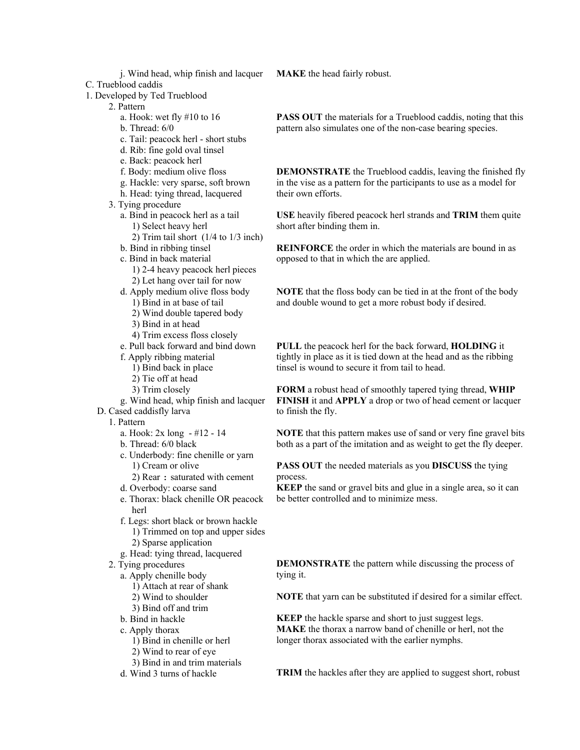j. Wind head, whip finish and lacquer — **MAKE** the head fairly robust.

C. Trueblood caddis

1. Developed by Ted Trueblood

2. Pattern

   a. Hook: wet fly #10 to 16

   b. Thread: 6/0

   c. Tail: peacock herl - short stubs

   d. Rib: fine gold oval tinsel

   e. Back: peacock herl

   f. Body: medium olive floss

   g. Hackle: very sparse, soft brown

   h. Head: tying thread, lacquered

**PASS OUT** the materials for a Trueblood caddis, noting that this pattern also simulates one of the non-case bearing species.

**DEMONSTRATE** the Trueblood caddis, leaving the finished fly in the vise as a pattern for the participants to use as a model for their own efforts.

3. Tying procedure

   a. Bind in peacock herl as a tail
      1) Select heavy herl
      2) Trim tail short (1/4 to 1/3 inch)

**USE** heavily fibered peacock herl strands and **TRIM** them quite short after binding them in.

   b. Bind in ribbing tinsel

   c. Bind in back material
      1) 2-4 heavy peacock herl pieces
      2) Let hang over tail for now

**REINFORCE** the order in which the materials are bound in as opposed to that in which the are applied.

   d. Apply medium olive floss body
      1) Bind in at base of tail
      2) Wind double tapered body
      3) Bind in at head
      4) Trim excess floss closely

**NOTE** that the floss body can be tied in at the front of the body and double wound to get a more robust body if desired.

   e. Pull back forward and bind down

   f. Apply ribbing material
      1) Bind back in place
      2) Tie off at head
      3) Trim closely

**PULL** the peacock herl for the back forward, **HOLDING** it tightly in place as it is tied down at the head and as the ribbing tinsel is wound to secure it from tail to head.

   g. Wind head, whip finish and lacquer

**FORM** a robust head of smoothly tapered tying thread, **WHIP FINISH** it and **APPLY** a drop or two of head cement or lacquer to finish the fly.

D. Cased caddisfly larva

1. Pattern

   a. Hook: 2x long - #12 - 14

   b. Thread: 6/0 black

   c. Underbody: fine chenille or yarn
      1) Cream or olive
      2) Rear : saturated with cement

   d. Overbody: coarse sand

   e. Thorax: black chenille OR peacock herl

   f. Legs: short black or brown hackle
      1) Trimmed on top and upper sides
      2) Sparse application

   g. Head: tying thread, lacquered

**NOTE** that this pattern makes use of sand or very fine gravel bits both as a part of the imitation and as weight to get the fly deeper.

**PASS OUT** the needed materials as you **DISCUSS** the tying process.

**KEEP** the sand or gravel bits and glue in a single area, so it can be better controlled and to minimize mess.

2. Tying procedures

**DEMONSTRATE** the pattern while discussing the process of tying it.

   a. Apply chenille body
      1) Attach at rear of shank
      2) Wind to shoulder
      3) Bind off and trim

**NOTE** that yarn can be substituted if desired for a similar effect.

   b. Bind in hackle

   c. Apply thorax
      1) Bind in chenille or herl
      2) Wind to rear of eye
      3) Bind in and trim materials

**KEEP** the hackle sparse and short to just suggest legs.

**MAKE** the thorax a narrow band of chenille or herl, not the longer thorax associated with the earlier nymphs.

   d. Wind 3 turns of hackle

**TRIM** the hackles after they are applied to suggest short, robust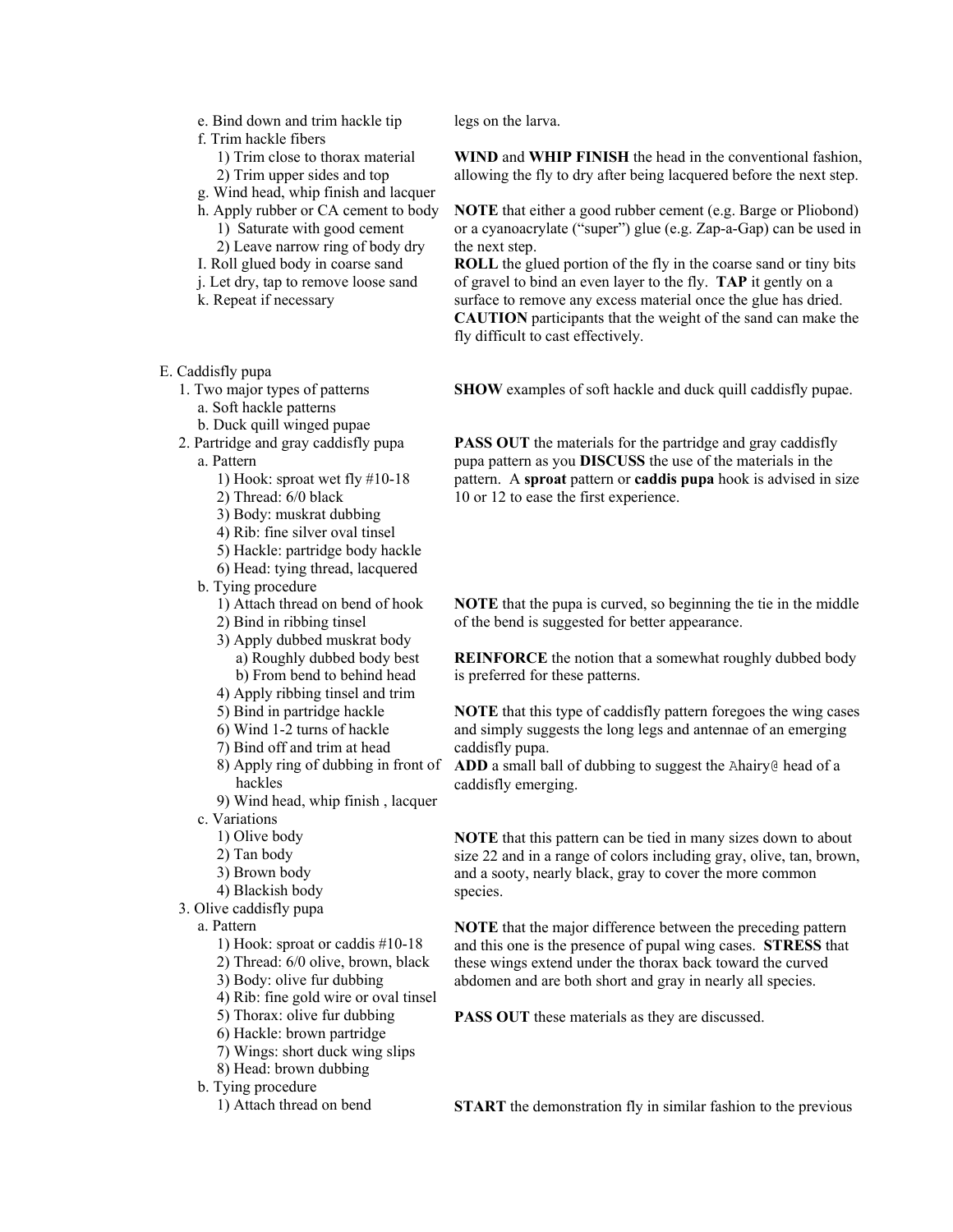e. Bind down and trim hackle tip

legs on the larva.

f. Trim hackle fibers
   1) Trim close to thorax material
   2) Trim upper sides and top

g. Wind head, whip finish and lacquer

**WIND** and **WHIP FINISH** the head in the conventional fashion, allowing the fly to dry after being lacquered before the next step.

h. Apply rubber or CA cement to body
   1) Saturate with good cement
   2) Leave narrow ring of body dry

**NOTE** that either a good rubber cement (e.g. Barge or Pliobond) or a cyanoacrylate ("super") glue (e.g. Zap-a-Gap) can be used in the next step.

I. Roll glued body in coarse sand

j. Let dry, tap to remove loose sand

k. Repeat if necessary

**ROLL** the glued portion of the fly in the coarse sand or tiny bits of gravel to bind an even layer to the fly. **TAP** it gently on a surface to remove any excess material once the glue has dried. **CAUTION** participants that the weight of the sand can make the fly difficult to cast effectively.

E. Caddisfly pupa

1. Two major types of patterns
   a. Soft hackle patterns
   b. Duck quill winged pupae

**SHOW** examples of soft hackle and duck quill caddisfly pupae.

2. Partridge and gray caddisfly pupa
   a. Pattern
      1) Hook: sproat wet fly #10-18
      2) Thread: 6/0 black
      3) Body: muskrat dubbing
      4) Rib: fine silver oval tinsel
      5) Hackle: partridge body hackle
      6) Head: tying thread, lacquered

**PASS OUT** the materials for the partridge and gray caddisfly pupa pattern as you **DISCUSS** the use of the materials in the pattern. A **sproat** pattern or **caddis pupa** hook is advised in size 10 or 12 to ease the first experience.

   b. Tying procedure
      1) Attach thread on bend of hook
      2) Bind in ribbing tinsel

**NOTE** that the pupa is curved, so beginning the tie in the middle of the bend is suggested for better appearance.

      3) Apply dubbed muskrat body
         a) Roughly dubbed body best
         b) From bend to behind head

**REINFORCE** the notion that a somewhat roughly dubbed body is preferred for these patterns.

      4) Apply ribbing tinsel and trim
      5) Bind in partridge hackle
      6) Wind 1-2 turns of hackle
      7) Bind off and trim at head

**NOTE** that this type of caddisfly pattern foregoes the wing cases and simply suggests the long legs and antennae of an emerging caddisfly pupa.

      8) Apply ring of dubbing in front of hackles

**ADD** a small ball of dubbing to suggest the Ahairy@ head of a caddisfly emerging.

      9) Wind head, whip finish , lacquer

   c. Variations
      1) Olive body
      2) Tan body
      3) Brown body
      4) Blackish body

**NOTE** that this pattern can be tied in many sizes down to about size 22 and in a range of colors including gray, olive, tan, brown, and a sooty, nearly black, gray to cover the more common species.

3. Olive caddisfly pupa
   a. Pattern
      1) Hook: sproat or caddis #10-18
      2) Thread: 6/0 olive, brown, black
      3) Body: olive fur dubbing
      4) Rib: fine gold wire or oval tinsel
      5) Thorax: olive fur dubbing
      6) Hackle: brown partridge
      7) Wings: short duck wing slips
      8) Head: brown dubbing

**NOTE** that the major difference between the preceding pattern and this one is the presence of pupal wing cases. **STRESS** that these wings extend under the thorax back toward the curved abdomen and are both short and gray in nearly all species.

**PASS OUT** these materials as they are discussed.

   b. Tying procedure
      1) Attach thread on bend

**START** the demonstration fly in similar fashion to the previous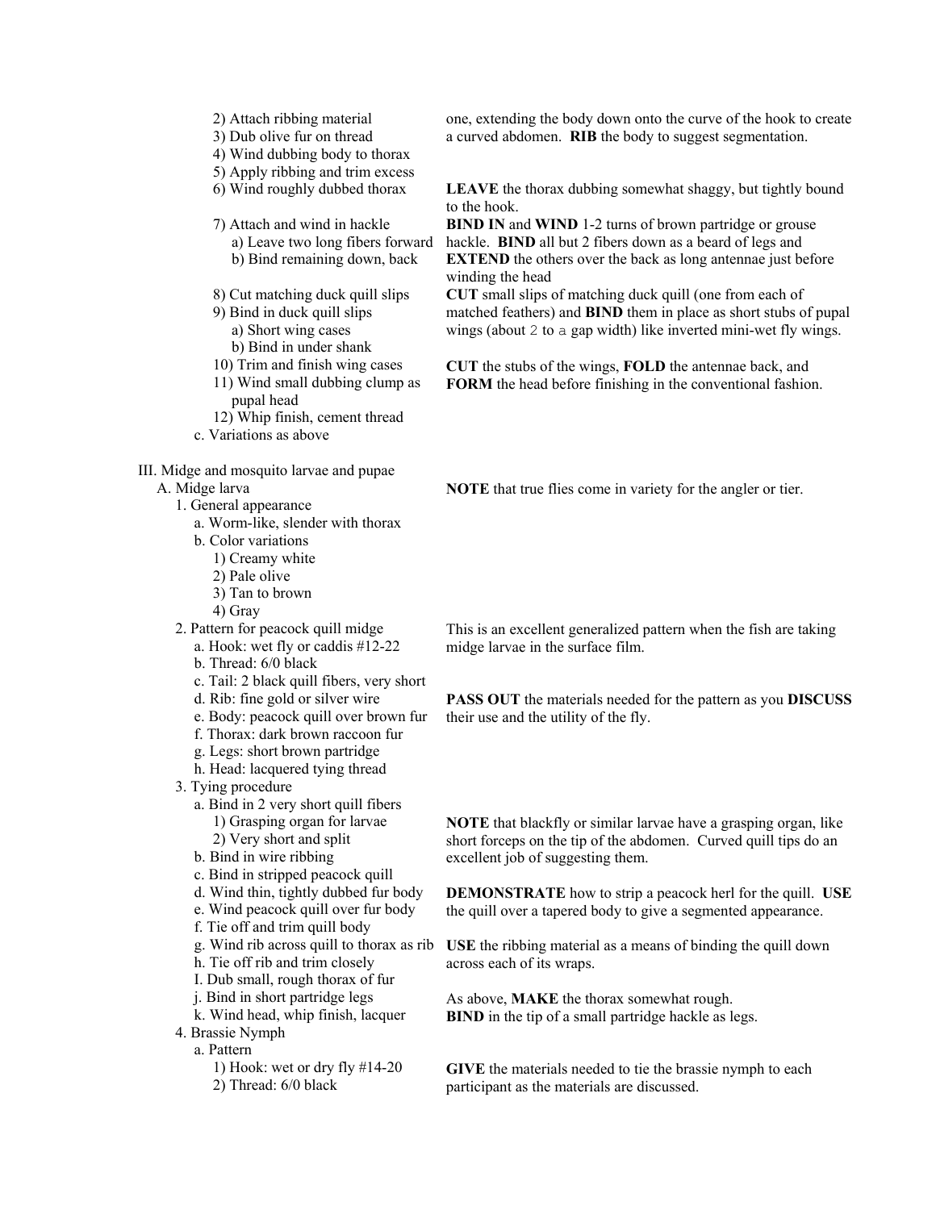2) Attach ribbing material
3) Dub olive fur on thread
4) Wind dubbing body to thorax
5) Apply ribbing and trim excess
6) Wind roughly dubbed thorax
7) Attach and wind in hackle
   a) Leave two long fibers forward
   b) Bind remaining down, back
8) Cut matching duck quill slips
9) Bind in duck quill slips
   a) Short wing cases
   b) Bind in under shank
10) Trim and finish wing cases
11) Wind small dubbing clump as pupal head
12) Whip finish, cement thread

c. Variations as above

one, extending the body down onto the curve of the hook to create a curved abdomen. **RIB** the body to suggest segmentation.

**LEAVE** the thorax dubbing somewhat shaggy, but tightly bound to the hook.

**BIND IN** and **WIND** 1-2 turns of brown partridge or grouse hackle. **BIND** all but 2 fibers down as a beard of legs and **EXTEND** the others over the back as long antennae just before winding the head

**CUT** small slips of matching duck quill (one from each of matched feathers) and **BIND** them in place as short stubs of pupal wings (about 2 to a gap width) like inverted mini-wet fly wings.

**CUT** the stubs of the wings, **FOLD** the antennae back, and **FORM** the head before finishing in the conventional fashion.

III. Midge and mosquito larvae and pupae

A. Midge larva

**NOTE** that true flies come in variety for the angler or tier.

1. General appearance
   a. Worm-like, slender with thorax
   b. Color variations
      1) Creamy white
      2) Pale olive
      3) Tan to brown
      4) Gray
2. Pattern for peacock quill midge
   a. Hook: wet fly or caddis #12-22
   b. Thread: 6/0 black
   c. Tail: 2 black quill fibers, very short
   d. Rib: fine gold or silver wire
   e. Body: peacock quill over brown fur
   f. Thorax: dark brown raccoon fur
   g. Legs: short brown partridge
   h. Head: lacquered tying thread

This is an excellent generalized pattern when the fish are taking midge larvae in the surface film.

**PASS OUT** the materials needed for the pattern as you **DISCUSS** their use and the utility of the fly.

3. Tying procedure
   a. Bind in 2 very short quill fibers
      1) Grasping organ for larvae
      2) Very short and split
   b. Bind in wire ribbing
   c. Bind in stripped peacock quill
   d. Wind thin, tightly dubbed fur body
   e. Wind peacock quill over fur body
   f. Tie off and trim quill body
   g. Wind rib across quill to thorax as rib
   h. Tie off rib and trim closely
   I. Dub small, rough thorax of fur
   j. Bind in short partridge legs
   k. Wind head, whip finish, lacquer

**NOTE** that blackfly or similar larvae have a grasping organ, like short forceps on the tip of the abdomen. Curved quill tips do an excellent job of suggesting them.

**DEMONSTRATE** how to strip a peacock herl for the quill. **USE** the quill over a tapered body to give a segmented appearance.

**USE** the ribbing material as a means of binding the quill down across each of its wraps.

As above, **MAKE** the thorax somewhat rough.
**BIND** in the tip of a small partridge hackle as legs.

4. Brassie Nymph
   a. Pattern
      1) Hook: wet or dry fly #14-20
      2) Thread: 6/0 black

**GIVE** the materials needed to tie the brassie nymph to each participant as the materials are discussed.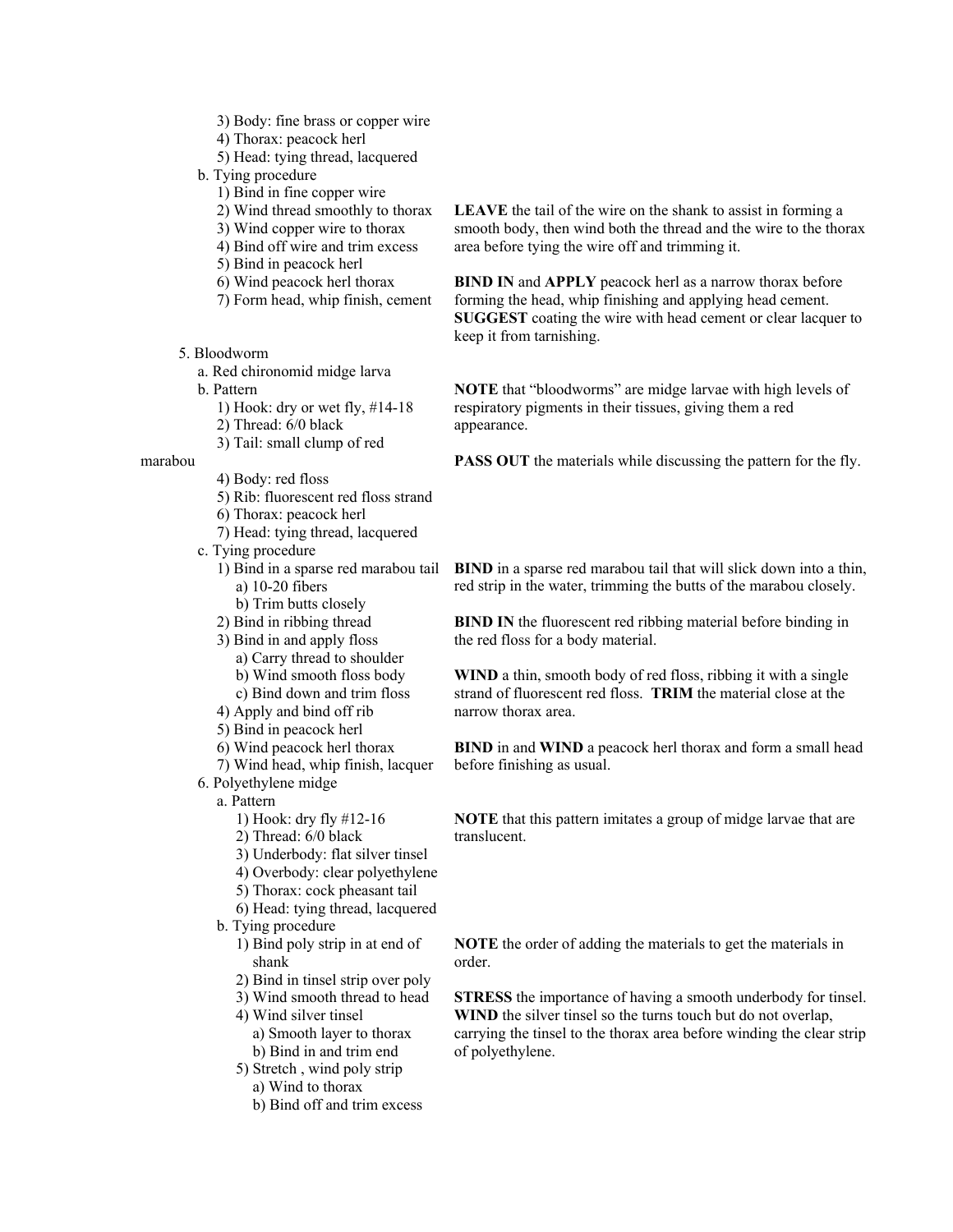3) Body: fine brass or copper wire
4) Thorax: peacock herl
5) Head: tying thread, lacquered

b. Tying procedure
1) Bind in fine copper wire
2) Wind thread smoothly to thorax
3) Wind copper wire to thorax
4) Bind off wire and trim excess
5) Bind in peacock herl
6) Wind peacock herl thorax
7) Form head, whip finish, cement

**LEAVE** the tail of the wire on the shank to assist in forming a smooth body, then wind both the thread and the wire to the thorax area before tying the wire off and trimming it.

**BIND IN** and **APPLY** peacock herl as a narrow thorax before forming the head, whip finishing and applying head cement. **SUGGEST** coating the wire with head cement or clear lacquer to keep it from tarnishing.

5. Bloodworm
a. Red chironomid midge larva
b. Pattern
1) Hook: dry or wet fly, #14-18
2) Thread: 6/0 black
3) Tail: small clump of red marabou
4) Body: red floss
5) Rib: fluorescent red floss strand
6) Thorax: peacock herl
7) Head: tying thread, lacquered

**NOTE** that "bloodworms" are midge larvae with high levels of respiratory pigments in their tissues, giving them a red appearance.

**PASS OUT** the materials while discussing the pattern for the fly.

c. Tying procedure
1) Bind in a sparse red marabou tail
a) 10-20 fibers
b) Trim butts closely
2) Bind in ribbing thread
3) Bind in and apply floss
a) Carry thread to shoulder
b) Wind smooth floss body
c) Bind down and trim floss
4) Apply and bind off rib
5) Bind in peacock herl
6) Wind peacock herl thorax
7) Wind head, whip finish, lacquer

**BIND** in a sparse red marabou tail that will slick down into a thin, red strip in the water, trimming the butts of the marabou closely.

**BIND IN** the fluorescent red ribbing material before binding in the red floss for a body material.

**WIND** a thin, smooth body of red floss, ribbing it with a single strand of fluorescent red floss. **TRIM** the material close at the narrow thorax area.

**BIND** in and **WIND** a peacock herl thorax and form a small head before finishing as usual.

6. Polyethylene midge
a. Pattern
1) Hook: dry fly #12-16
2) Thread: 6/0 black
3) Underbody: flat silver tinsel
4) Overbody: clear polyethylene
5) Thorax: cock pheasant tail
6) Head: tying thread, lacquered

**NOTE** that this pattern imitates a group of midge larvae that are translucent.

b. Tying procedure
1) Bind poly strip in at end of shank
2) Bind in tinsel strip over poly
3) Wind smooth thread to head
4) Wind silver tinsel
a) Smooth layer to thorax
b) Bind in and trim end
5) Stretch , wind poly strip
a) Wind to thorax
b) Bind off and trim excess

**NOTE** the order of adding the materials to get the materials in order.

**STRESS** the importance of having a smooth underbody for tinsel. **WIND** the silver tinsel so the turns touch but do not overlap, carrying the tinsel to the thorax area before winding the clear strip of polyethylene.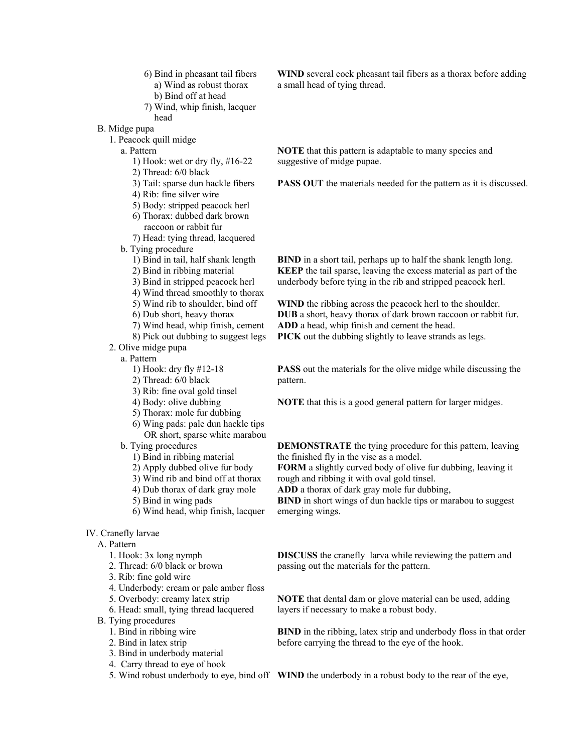| | |
|---|---|
| 6) Bind in pheasant tail fibers<br>a) Wind as robust thorax<br>b) Bind off at head | **WIND** several cock pheasant tail fibers as a thorax before adding a small head of tying thread. |
| 7) Wind, whip finish, lacquer head | |
| B. Midge pupa | |
| 1. Peacock quill midge | |
| a. Pattern<br>1) Hook: wet or dry fly, #16-22<br>2) Thread: 6/0 black | **NOTE** that this pattern is adaptable to many species and suggestive of midge pupae. |
| 3) Tail: sparse dun hackle fibers<br>4) Rib: fine silver wire<br>5) Body: stripped peacock herl<br>6) Thorax: dubbed dark brown raccoon or rabbit fur<br>7) Head: tying thread, lacquered | **PASS OUT** the materials needed for the pattern as it is discussed. |
| b. Tying procedure<br>1) Bind in tail, half shank length<br>2) Bind in ribbing material<br>3) Bind in stripped peacock herl<br>4) Wind thread smoothly to thorax | **BIND** in a short tail, perhaps up to half the shank length long. **KEEP** the tail sparse, leaving the excess material as part of the underbody before tying in the rib and stripped peacock herl. |
| 5) Wind rib to shoulder, bind off | **WIND** the ribbing across the peacock herl to the shoulder. |
| 6) Dub short, heavy thorax | **DUB** a short, heavy thorax of dark brown raccoon or rabbit fur. |
| 7) Wind head, whip finish, cement | **ADD** a head, whip finish and cement the head. |
| 8) Pick out dubbing to suggest legs | **PICK** out the dubbing slightly to leave strands as legs. |
| 2. Olive midge pupa | |
| a. Pattern<br>1) Hook: dry fly #12-18<br>2) Thread: 6/0 black | **PASS** out the materials for the olive midge while discussing the pattern. |
| 3) Rib: fine oval gold tinsel<br>4) Body: olive dubbing<br>5) Thorax: mole fur dubbing<br>6) Wing pads: pale dun hackle tips OR short, sparse white marabou | **NOTE** that this is a good general pattern for larger midges. |
| b. Tying procedures<br>1) Bind in ribbing material | **DEMONSTRATE** the tying procedure for this pattern, leaving the finished fly in the vise as a model. |
| 2) Apply dubbed olive fur body<br>3) Wind rib and bind off at thorax | **FORM** a slightly curved body of olive fur dubbing, leaving it rough and ribbing it with oval gold tinsel. |
| 4) Dub thorax of dark gray mole | **ADD** a thorax of dark gray mole fur dubbing, |
| 5) Bind in wing pads<br>6) Wind head, whip finish, lacquer | **BIND** in short wings of dun hackle tips or marabou to suggest emerging wings. |
| IV. Cranefly larvae | |
| A. Pattern<br>1. Hook: 3x long nymph<br>2. Thread: 6/0 black or brown<br>3. Rib: fine gold wire | **DISCUSS** the cranefly larva while reviewing the pattern and passing out the materials for the pattern. |
| 4. Underbody: cream or pale amber floss<br>5. Overbody: creamy latex strip<br>6. Head: small, tying thread lacquered | **NOTE** that dental dam or glove material can be used, adding layers if necessary to make a robust body. |
| B. Tying procedures<br>1. Bind in ribbing wire<br>2. Bind in latex strip<br>3. Bind in underbody material<br>4. Carry thread to eye of hook | **BIND** in the ribbing, latex strip and underbody floss in that order before carrying the thread to the eye of the hook. |
| 5. Wind robust underbody to eye, bind off | **WIND** the underbody in a robust body to the rear of the eye, |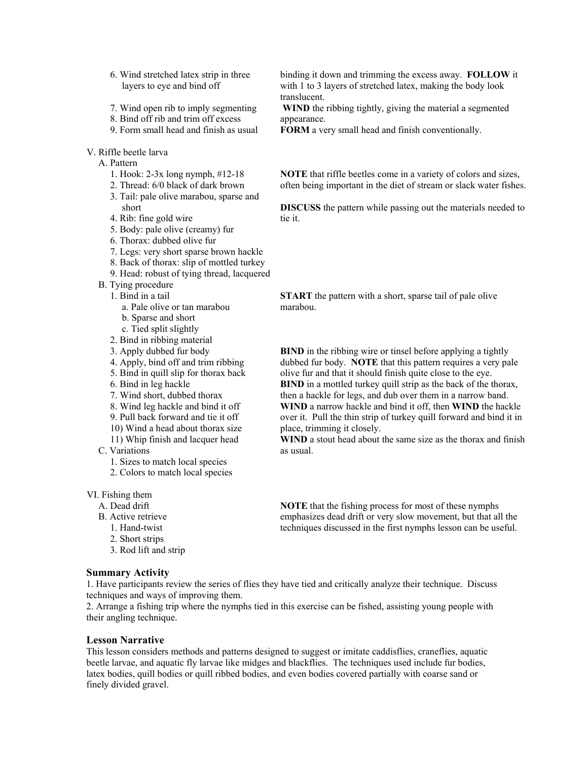6. Wind stretched latex strip in three layers to eye and bind off

binding it down and trimming the excess away. **FOLLOW** it with 1 to 3 layers of stretched latex, making the body look translucent.

7. Wind open rib to imply segmenting
8. Bind off rib and trim off excess

**WIND** the ribbing tightly, giving the material a segmented appearance.

9. Form small head and finish as usual

**FORM** a very small head and finish conventionally.

V. Riffle beetle larva

A. Pattern

1. Hook: 2-3x long nymph, #12-18
2. Thread: 6/0 black of dark brown
3. Tail: pale olive marabou, sparse and short
4. Rib: fine gold wire
5. Body: pale olive (creamy) fur
6. Thorax: dubbed olive fur
7. Legs: very short sparse brown hackle
8. Back of thorax: slip of mottled turkey
9. Head: robust of tying thread, lacquered

**NOTE** that riffle beetles come in a variety of colors and sizes, often being important in the diet of stream or slack water fishes.

**DISCUSS** the pattern while passing out the materials needed to tie it.

B. Tying procedure

1. Bind in a tail
   a. Pale olive or tan marabou
   b. Sparse and short
   c. Tied split slightly

**START** the pattern with a short, sparse tail of pale olive marabou.

2. Bind in ribbing material
3. Apply dubbed fur body
4. Apply, bind off and trim ribbing
5. Bind in quill slip for thorax back
6. Bind in leg hackle
7. Wind short, dubbed thorax
8. Wind leg hackle and bind it off
9. Pull back forward and tie it off
10) Wind a head about thorax size
11) Whip finish and lacquer head

**BIND** in the ribbing wire or tinsel before applying a tightly dubbed fur body. **NOTE** that this pattern requires a very pale olive fur and that it should finish quite close to the eye.
**BIND** in a mottled turkey quill strip as the back of the thorax, then a hackle for legs, and dub over them in a narrow band.
**WIND** a narrow hackle and bind it off, then **WIND** the hackle over it. Pull the thin strip of turkey quill forward and bind it in place, trimming it closely.
**WIND** a stout head about the same size as the thorax and finish as usual.

C. Variations

1. Sizes to match local species
2. Colors to match local species

VI. Fishing them

A. Dead drift
B. Active retrieve
   1. Hand-twist
   2. Short strips
   3. Rod lift and strip

**NOTE** that the fishing process for most of these nymphs emphasizes dead drift or very slow movement, but that all the techniques discussed in the first nymphs lesson can be useful.

### Summary Activity

1. Have participants review the series of flies they have tied and critically analyze their technique. Discuss techniques and ways of improving them.
2. Arrange a fishing trip where the nymphs tied in this exercise can be fished, assisting young people with their angling technique.

### Lesson Narrative

This lesson considers methods and patterns designed to suggest or imitate caddisflies, craneflies, aquatic beetle larvae, and aquatic fly larvae like midges and blackflies. The techniques used include fur bodies, latex bodies, quill bodies or quill ribbed bodies, and even bodies covered partially with coarse sand or finely divided gravel.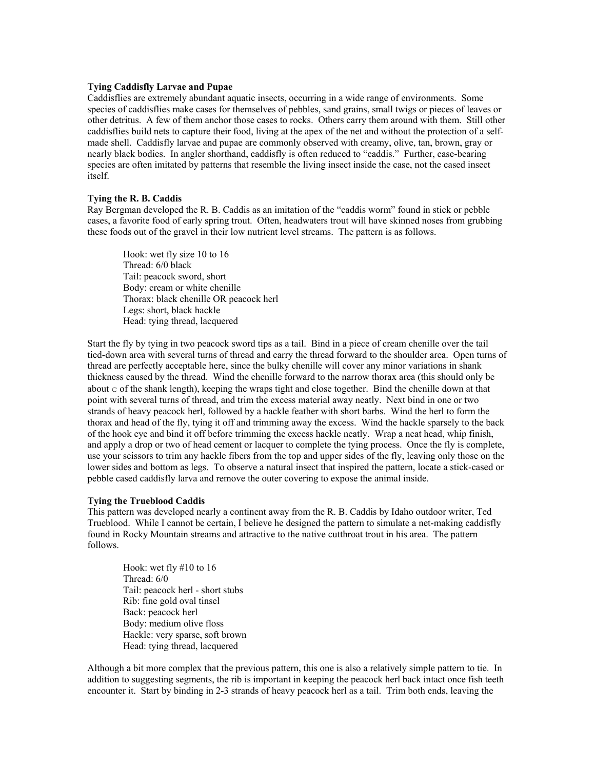### Tying Caddisfly Larvae and Pupae

Caddisflies are extremely abundant aquatic insects, occurring in a wide range of environments. Some species of caddisflies make cases for themselves of pebbles, sand grains, small twigs or pieces of leaves or other detritus. A few of them anchor those cases to rocks. Others carry them around with them. Still other caddisflies build nets to capture their food, living at the apex of the net and without the protection of a self-made shell. Caddisfly larvae and pupae are commonly observed with creamy, olive, tan, brown, gray or nearly black bodies. In angler shorthand, caddisfly is often reduced to "caddis." Further, case-bearing species are often imitated by patterns that resemble the living insect inside the case, not the cased insect itself.

### Tying the R. B. Caddis

Ray Bergman developed the R. B. Caddis as an imitation of the "caddis worm" found in stick or pebble cases, a favorite food of early spring trout. Often, headwaters trout will have skinned noses from grubbing these foods out of the gravel in their low nutrient level streams. The pattern is as follows.

Hook: wet fly size 10 to 16
Thread: 6/0 black
Tail: peacock sword, short
Body: cream or white chenille
Thorax: black chenille OR peacock herl
Legs: short, black hackle
Head: tying thread, lacquered

Start the fly by tying in two peacock sword tips as a tail. Bind in a piece of cream chenille over the tail tied-down area with several turns of thread and carry the thread forward to the shoulder area. Open turns of thread are perfectly acceptable here, since the bulky chenille will cover any minor variations in shank thickness caused by the thread. Wind the chenille forward to the narrow thorax area (this should only be about c of the shank length), keeping the wraps tight and close together. Bind the chenille down at that point with several turns of thread, and trim the excess material away neatly. Next bind in one or two strands of heavy peacock herl, followed by a hackle feather with short barbs. Wind the herl to form the thorax and head of the fly, tying it off and trimming away the excess. Wind the hackle sparsely to the back of the hook eye and bind it off before trimming the excess hackle neatly. Wrap a neat head, whip finish, and apply a drop or two of head cement or lacquer to complete the tying process. Once the fly is complete, use your scissors to trim any hackle fibers from the top and upper sides of the fly, leaving only those on the lower sides and bottom as legs. To observe a natural insect that inspired the pattern, locate a stick-cased or pebble cased caddisfly larva and remove the outer covering to expose the animal inside.

### Tying the Trueblood Caddis

This pattern was developed nearly a continent away from the R. B. Caddis by Idaho outdoor writer, Ted Trueblood. While I cannot be certain, I believe he designed the pattern to simulate a net-making caddisfly found in Rocky Mountain streams and attractive to the native cutthroat trout in his area. The pattern follows.

Hook: wet fly #10 to 16
Thread: 6/0
Tail: peacock herl - short stubs
Rib: fine gold oval tinsel
Back: peacock herl
Body: medium olive floss
Hackle: very sparse, soft brown
Head: tying thread, lacquered

Although a bit more complex that the previous pattern, this one is also a relatively simple pattern to tie. In addition to suggesting segments, the rib is important in keeping the peacock herl back intact once fish teeth encounter it. Start by binding in 2-3 strands of heavy peacock herl as a tail. Trim both ends, leaving the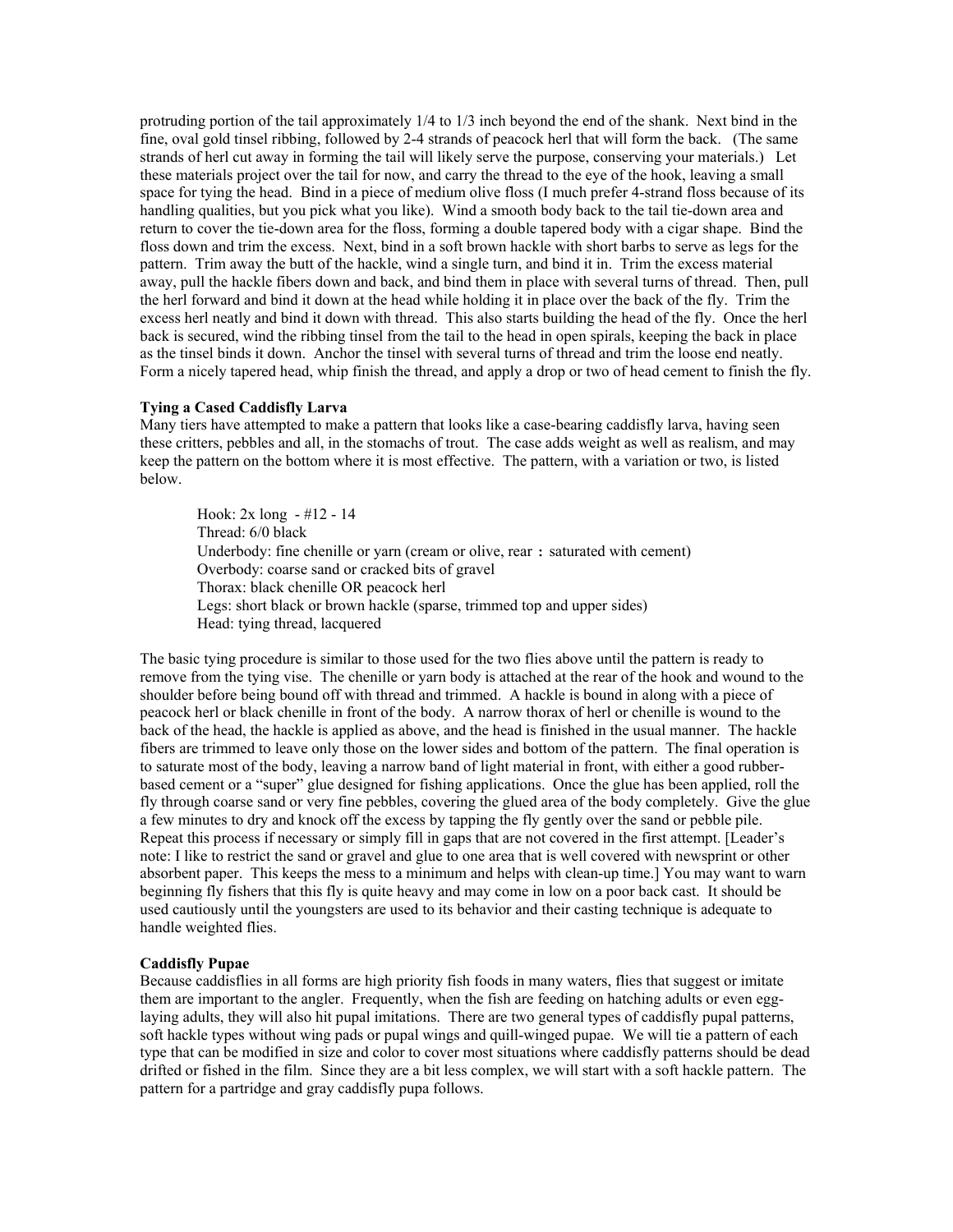protruding portion of the tail approximately 1/4 to 1/3 inch beyond the end of the shank. Next bind in the fine, oval gold tinsel ribbing, followed by 2-4 strands of peacock herl that will form the back. (The same strands of herl cut away in forming the tail will likely serve the purpose, conserving your materials.) Let these materials project over the tail for now, and carry the thread to the eye of the hook, leaving a small space for tying the head. Bind in a piece of medium olive floss (I much prefer 4-strand floss because of its handling qualities, but you pick what you like). Wind a smooth body back to the tail tie-down area and return to cover the tie-down area for the floss, forming a double tapered body with a cigar shape. Bind the floss down and trim the excess. Next, bind in a soft brown hackle with short barbs to serve as legs for the pattern. Trim away the butt of the hackle, wind a single turn, and bind it in. Trim the excess material away, pull the hackle fibers down and back, and bind them in place with several turns of thread. Then, pull the herl forward and bind it down at the head while holding it in place over the back of the fly. Trim the excess herl neatly and bind it down with thread. This also starts building the head of the fly. Once the herl back is secured, wind the ribbing tinsel from the tail to the head in open spirals, keeping the back in place as the tinsel binds it down. Anchor the tinsel with several turns of thread and trim the loose end neatly. Form a nicely tapered head, whip finish the thread, and apply a drop or two of head cement to finish the fly.

**Tying a Cased Caddisfly Larva**

Many tiers have attempted to make a pattern that looks like a case-bearing caddisfly larva, having seen these critters, pebbles and all, in the stomachs of trout. The case adds weight as well as realism, and may keep the pattern on the bottom where it is most effective. The pattern, with a variation or two, is listed below.

> Hook: 2x long - #12 - 14
> Thread: 6/0 black
> Underbody: fine chenille or yarn (cream or olive, rear : saturated with cement)
> Overbody: coarse sand or cracked bits of gravel
> Thorax: black chenille OR peacock herl
> Legs: short black or brown hackle (sparse, trimmed top and upper sides)
> Head: tying thread, lacquered

The basic tying procedure is similar to those used for the two flies above until the pattern is ready to remove from the tying vise. The chenille or yarn body is attached at the rear of the hook and wound to the shoulder before being bound off with thread and trimmed. A hackle is bound in along with a piece of peacock herl or black chenille in front of the body. A narrow thorax of herl or chenille is wound to the back of the head, the hackle is applied as above, and the head is finished in the usual manner. The hackle fibers are trimmed to leave only those on the lower sides and bottom of the pattern. The final operation is to saturate most of the body, leaving a narrow band of light material in front, with either a good rubber-based cement or a "super" glue designed for fishing applications. Once the glue has been applied, roll the fly through coarse sand or very fine pebbles, covering the glued area of the body completely. Give the glue a few minutes to dry and knock off the excess by tapping the fly gently over the sand or pebble pile. Repeat this process if necessary or simply fill in gaps that are not covered in the first attempt. [Leader's note: I like to restrict the sand or gravel and glue to one area that is well covered with newsprint or other absorbent paper. This keeps the mess to a minimum and helps with clean-up time.] You may want to warn beginning fly fishers that this fly is quite heavy and may come in low on a poor back cast. It should be used cautiously until the youngsters are used to its behavior and their casting technique is adequate to handle weighted flies.

**Caddisfly Pupae**

Because caddisflies in all forms are high priority fish foods in many waters, flies that suggest or imitate them are important to the angler. Frequently, when the fish are feeding on hatching adults or even egg-laying adults, they will also hit pupal imitations. There are two general types of caddisfly pupal patterns, soft hackle types without wing pads or pupal wings and quill-winged pupae. We will tie a pattern of each type that can be modified in size and color to cover most situations where caddisfly patterns should be dead drifted or fished in the film. Since they are a bit less complex, we will start with a soft hackle pattern. The pattern for a partridge and gray caddisfly pupa follows.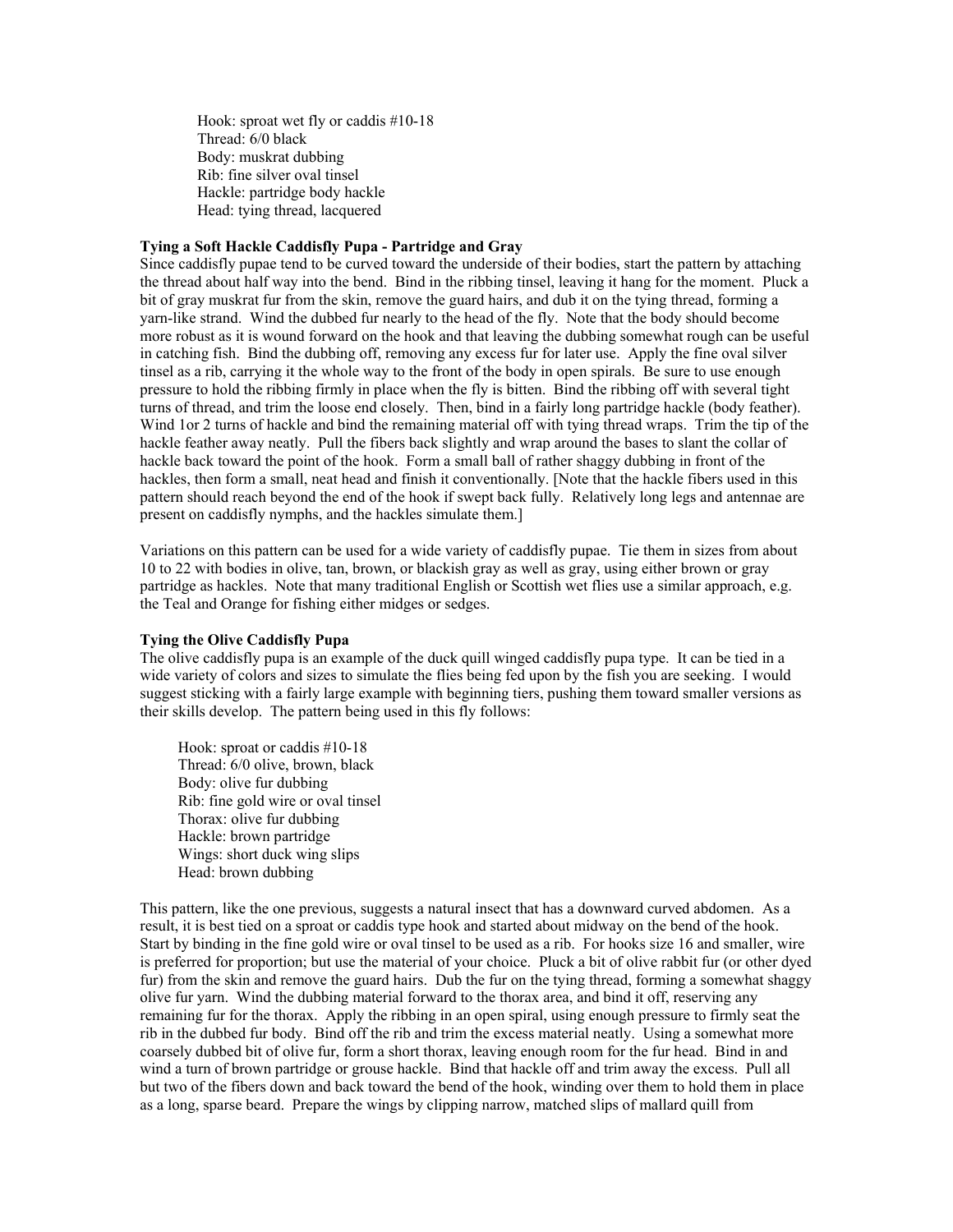Hook: sproat wet fly or caddis #10-18  
Thread: 6/0 black  
Body: muskrat dubbing  
Rib: fine silver oval tinsel  
Hackle: partridge body hackle  
Head: tying thread, lacquered

**Tying a Soft Hackle Caddisfly Pupa - Partridge and Gray**

Since caddisfly pupae tend to be curved toward the underside of their bodies, start the pattern by attaching the thread about half way into the bend. Bind in the ribbing tinsel, leaving it hang for the moment. Pluck a bit of gray muskrat fur from the skin, remove the guard hairs, and dub it on the tying thread, forming a yarn-like strand. Wind the dubbed fur nearly to the head of the fly. Note that the body should become more robust as it is wound forward on the hook and that leaving the dubbing somewhat rough can be useful in catching fish. Bind the dubbing off, removing any excess fur for later use. Apply the fine oval silver tinsel as a rib, carrying it the whole way to the front of the body in open spirals. Be sure to use enough pressure to hold the ribbing firmly in place when the fly is bitten. Bind the ribbing off with several tight turns of thread, and trim the loose end closely. Then, bind in a fairly long partridge hackle (body feather). Wind 1or 2 turns of hackle and bind the remaining material off with tying thread wraps. Trim the tip of the hackle feather away neatly. Pull the fibers back slightly and wrap around the bases to slant the collar of hackle back toward the point of the hook. Form a small ball of rather shaggy dubbing in front of the hackles, then form a small, neat head and finish it conventionally. [Note that the hackle fibers used in this pattern should reach beyond the end of the hook if swept back fully. Relatively long legs and antennae are present on caddisfly nymphs, and the hackles simulate them.]

Variations on this pattern can be used for a wide variety of caddisfly pupae. Tie them in sizes from about 10 to 22 with bodies in olive, tan, brown, or blackish gray as well as gray, using either brown or gray partridge as hackles. Note that many traditional English or Scottish wet flies use a similar approach, e.g. the Teal and Orange for fishing either midges or sedges.

**Tying the Olive Caddisfly Pupa**

The olive caddisfly pupa is an example of the duck quill winged caddisfly pupa type. It can be tied in a wide variety of colors and sizes to simulate the flies being fed upon by the fish you are seeking. I would suggest sticking with a fairly large example with beginning tiers, pushing them toward smaller versions as their skills develop. The pattern being used in this fly follows:

Hook: sproat or caddis #10-18  
Thread: 6/0 olive, brown, black  
Body: olive fur dubbing  
Rib: fine gold wire or oval tinsel  
Thorax: olive fur dubbing  
Hackle: brown partridge  
Wings: short duck wing slips  
Head: brown dubbing

This pattern, like the one previous, suggests a natural insect that has a downward curved abdomen. As a result, it is best tied on a sproat or caddis type hook and started about midway on the bend of the hook. Start by binding in the fine gold wire or oval tinsel to be used as a rib. For hooks size 16 and smaller, wire is preferred for proportion; but use the material of your choice. Pluck a bit of olive rabbit fur (or other dyed fur) from the skin and remove the guard hairs. Dub the fur on the tying thread, forming a somewhat shaggy olive fur yarn. Wind the dubbing material forward to the thorax area, and bind it off, reserving any remaining fur for the thorax. Apply the ribbing in an open spiral, using enough pressure to firmly seat the rib in the dubbed fur body. Bind off the rib and trim the excess material neatly. Using a somewhat more coarsely dubbed bit of olive fur, form a short thorax, leaving enough room for the fur head. Bind in and wind a turn of brown partridge or grouse hackle. Bind that hackle off and trim away the excess. Pull all but two of the fibers down and back toward the bend of the hook, winding over them to hold them in place as a long, sparse beard. Prepare the wings by clipping narrow, matched slips of mallard quill from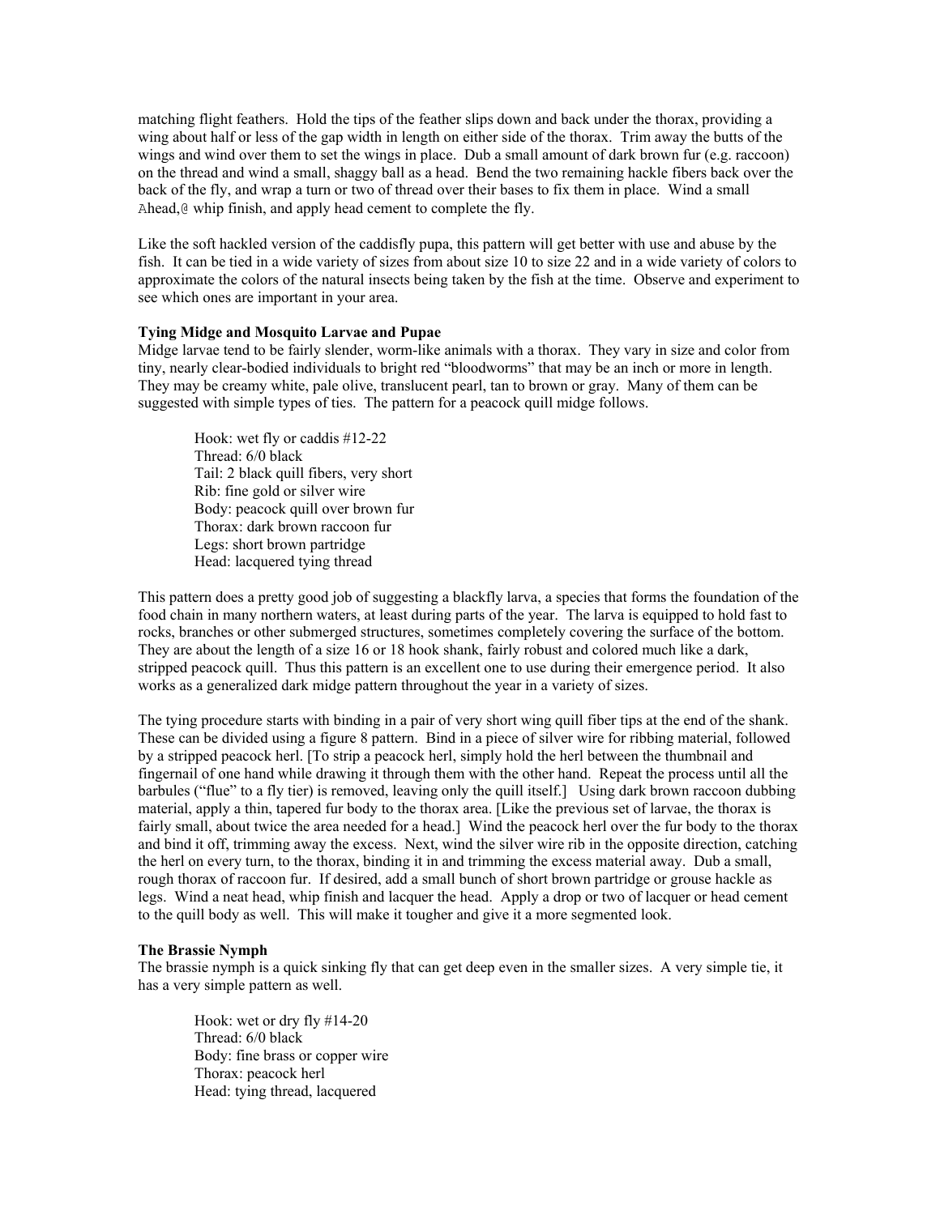matching flight feathers. Hold the tips of the feather slips down and back under the thorax, providing a wing about half or less of the gap width in length on either side of the thorax. Trim away the butts of the wings and wind over them to set the wings in place. Dub a small amount of dark brown fur (e.g. raccoon) on the thread and wind a small, shaggy ball as a head. Bend the two remaining hackle fibers back over the back of the fly, and wrap a turn or two of thread over their bases to fix them in place. Wind a small Ahead,@ whip finish, and apply head cement to complete the fly.

Like the soft hackled version of the caddisfly pupa, this pattern will get better with use and abuse by the fish. It can be tied in a wide variety of sizes from about size 10 to size 22 and in a wide variety of colors to approximate the colors of the natural insects being taken by the fish at the time. Observe and experiment to see which ones are important in your area.

**Tying Midge and Mosquito Larvae and Pupae**

Midge larvae tend to be fairly slender, worm-like animals with a thorax. They vary in size and color from tiny, nearly clear-bodied individuals to bright red "bloodworms" that may be an inch or more in length. They may be creamy white, pale olive, translucent pearl, tan to brown or gray. Many of them can be suggested with simple types of ties. The pattern for a peacock quill midge follows.

Hook: wet fly or caddis #12-22
Thread: 6/0 black
Tail: 2 black quill fibers, very short
Rib: fine gold or silver wire
Body: peacock quill over brown fur
Thorax: dark brown raccoon fur
Legs: short brown partridge
Head: lacquered tying thread

This pattern does a pretty good job of suggesting a blackfly larva, a species that forms the foundation of the food chain in many northern waters, at least during parts of the year. The larva is equipped to hold fast to rocks, branches or other submerged structures, sometimes completely covering the surface of the bottom. They are about the length of a size 16 or 18 hook shank, fairly robust and colored much like a dark, stripped peacock quill. Thus this pattern is an excellent one to use during their emergence period. It also works as a generalized dark midge pattern throughout the year in a variety of sizes.

The tying procedure starts with binding in a pair of very short wing quill fiber tips at the end of the shank. These can be divided using a figure 8 pattern. Bind in a piece of silver wire for ribbing material, followed by a stripped peacock herl. [To strip a peacock herl, simply hold the herl between the thumbnail and fingernail of one hand while drawing it through them with the other hand. Repeat the process until all the barbules ("flue" to a fly tier) is removed, leaving only the quill itself.] Using dark brown raccoon dubbing material, apply a thin, tapered fur body to the thorax area. [Like the previous set of larvae, the thorax is fairly small, about twice the area needed for a head.] Wind the peacock herl over the fur body to the thorax and bind it off, trimming away the excess. Next, wind the silver wire rib in the opposite direction, catching the herl on every turn, to the thorax, binding it in and trimming the excess material away. Dub a small, rough thorax of raccoon fur. If desired, add a small bunch of short brown partridge or grouse hackle as legs. Wind a neat head, whip finish and lacquer the head. Apply a drop or two of lacquer or head cement to the quill body as well. This will make it tougher and give it a more segmented look.

**The Brassie Nymph**

The brassie nymph is a quick sinking fly that can get deep even in the smaller sizes. A very simple tie, it has a very simple pattern as well.

Hook: wet or dry fly #14-20
Thread: 6/0 black
Body: fine brass or copper wire
Thorax: peacock herl
Head: tying thread, lacquered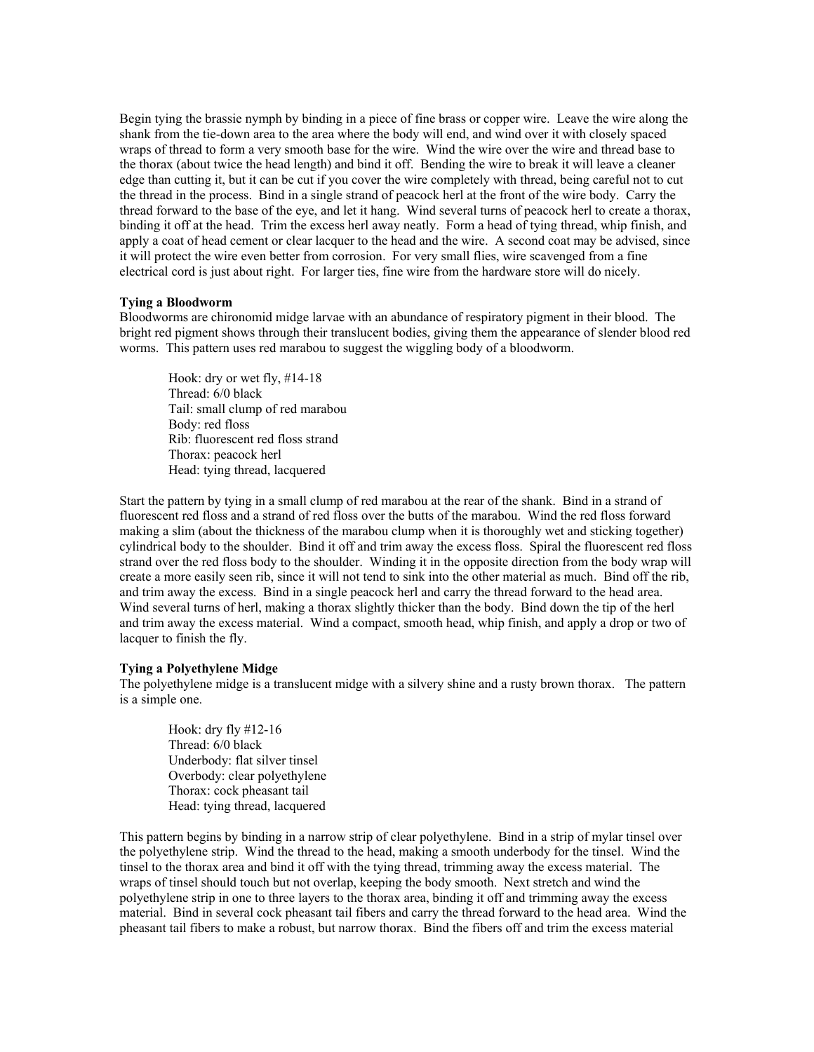Begin tying the brassie nymph by binding in a piece of fine brass or copper wire. Leave the wire along the shank from the tie-down area to the area where the body will end, and wind over it with closely spaced wraps of thread to form a very smooth base for the wire. Wind the wire over the wire and thread base to the thorax (about twice the head length) and bind it off. Bending the wire to break it will leave a cleaner edge than cutting it, but it can be cut if you cover the wire completely with thread, being careful not to cut the thread in the process. Bind in a single strand of peacock herl at the front of the wire body. Carry the thread forward to the base of the eye, and let it hang. Wind several turns of peacock herl to create a thorax, binding it off at the head. Trim the excess herl away neatly. Form a head of tying thread, whip finish, and apply a coat of head cement or clear lacquer to the head and the wire. A second coat may be advised, since it will protect the wire even better from corrosion. For very small flies, wire scavenged from a fine electrical cord is just about right. For larger ties, fine wire from the hardware store will do nicely.

**Tying a Bloodworm**

Bloodworms are chironomid midge larvae with an abundance of respiratory pigment in their blood. The bright red pigment shows through their translucent bodies, giving them the appearance of slender blood red worms. This pattern uses red marabou to suggest the wiggling body of a bloodworm.

Hook: dry or wet fly, #14-18
Thread: 6/0 black
Tail: small clump of red marabou
Body: red floss
Rib: fluorescent red floss strand
Thorax: peacock herl
Head: tying thread, lacquered

Start the pattern by tying in a small clump of red marabou at the rear of the shank. Bind in a strand of fluorescent red floss and a strand of red floss over the butts of the marabou. Wind the red floss forward making a slim (about the thickness of the marabou clump when it is thoroughly wet and sticking together) cylindrical body to the shoulder. Bind it off and trim away the excess floss. Spiral the fluorescent red floss strand over the red floss body to the shoulder. Winding it in the opposite direction from the body wrap will create a more easily seen rib, since it will not tend to sink into the other material as much. Bind off the rib, and trim away the excess. Bind in a single peacock herl and carry the thread forward to the head area. Wind several turns of herl, making a thorax slightly thicker than the body. Bind down the tip of the herl and trim away the excess material. Wind a compact, smooth head, whip finish, and apply a drop or two of lacquer to finish the fly.

**Tying a Polyethylene Midge**

The polyethylene midge is a translucent midge with a silvery shine and a rusty brown thorax. The pattern is a simple one.

Hook: dry fly #12-16
Thread: 6/0 black
Underbody: flat silver tinsel
Overbody: clear polyethylene
Thorax: cock pheasant tail
Head: tying thread, lacquered

This pattern begins by binding in a narrow strip of clear polyethylene. Bind in a strip of mylar tinsel over the polyethylene strip. Wind the thread to the head, making a smooth underbody for the tinsel. Wind the tinsel to the thorax area and bind it off with the tying thread, trimming away the excess material. The wraps of tinsel should touch but not overlap, keeping the body smooth. Next stretch and wind the polyethylene strip in one to three layers to the thorax area, binding it off and trimming away the excess material. Bind in several cock pheasant tail fibers and carry the thread forward to the head area. Wind the pheasant tail fibers to make a robust, but narrow thorax. Bind the fibers off and trim the excess material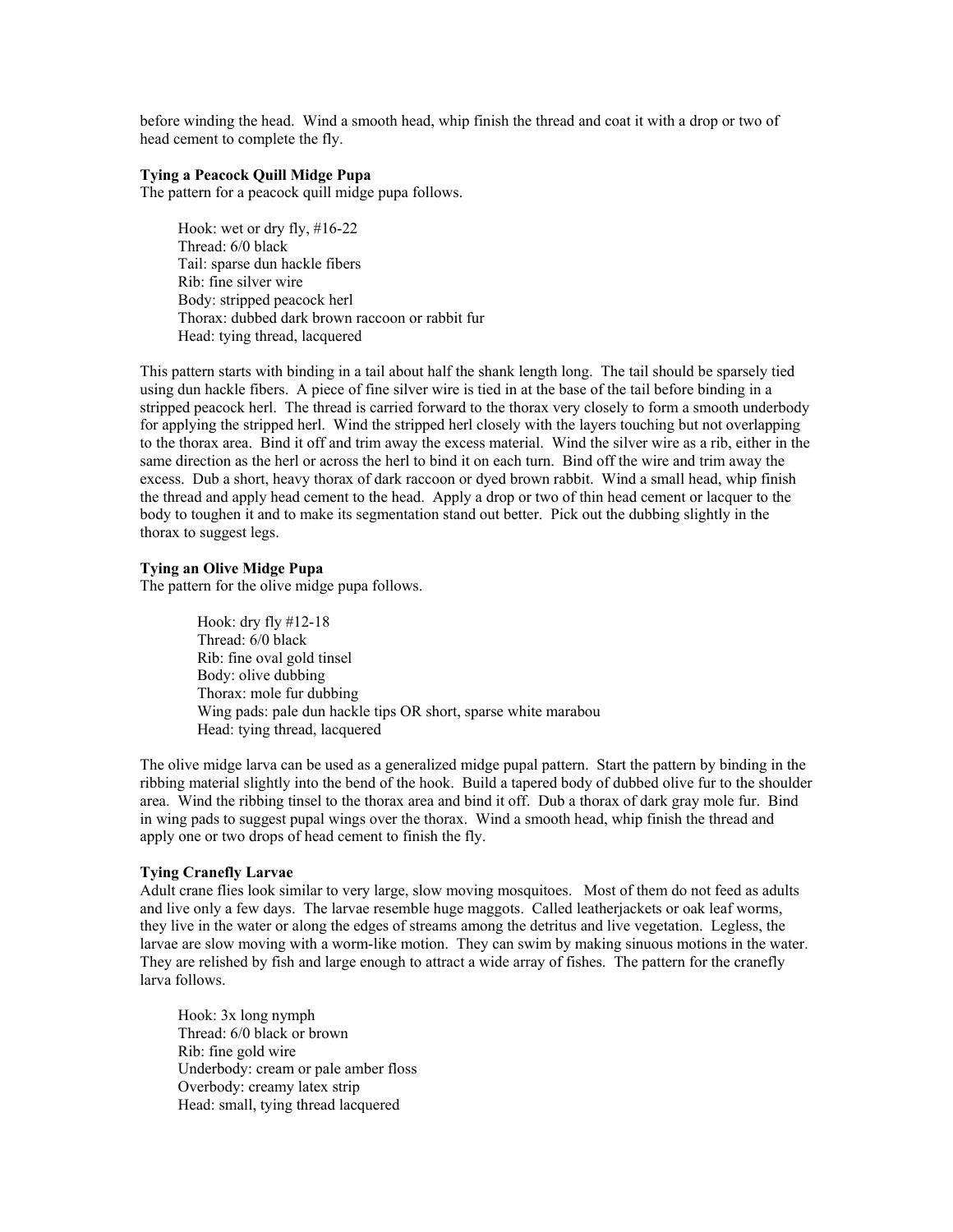before winding the head. Wind a smooth head, whip finish the thread and coat it with a drop or two of head cement to complete the fly.

**Tying a Peacock Quill Midge Pupa**
The pattern for a peacock quill midge pupa follows.

Hook: wet or dry fly, #16-22
Thread: 6/0 black
Tail: sparse dun hackle fibers
Rib: fine silver wire
Body: stripped peacock herl
Thorax: dubbed dark brown raccoon or rabbit fur
Head: tying thread, lacquered

This pattern starts with binding in a tail about half the shank length long. The tail should be sparsely tied using dun hackle fibers. A piece of fine silver wire is tied in at the base of the tail before binding in a stripped peacock herl. The thread is carried forward to the thorax very closely to form a smooth underbody for applying the stripped herl. Wind the stripped herl closely with the layers touching but not overlapping to the thorax area. Bind it off and trim away the excess material. Wind the silver wire as a rib, either in the same direction as the herl or across the herl to bind it on each turn. Bind off the wire and trim away the excess. Dub a short, heavy thorax of dark raccoon or dyed brown rabbit. Wind a small head, whip finish the thread and apply head cement to the head. Apply a drop or two of thin head cement or lacquer to the body to toughen it and to make its segmentation stand out better. Pick out the dubbing slightly in the thorax to suggest legs.

**Tying an Olive Midge Pupa**
The pattern for the olive midge pupa follows.

Hook: dry fly #12-18
Thread: 6/0 black
Rib: fine oval gold tinsel
Body: olive dubbing
Thorax: mole fur dubbing
Wing pads: pale dun hackle tips OR short, sparse white marabou
Head: tying thread, lacquered

The olive midge larva can be used as a generalized midge pupal pattern. Start the pattern by binding in the ribbing material slightly into the bend of the hook. Build a tapered body of dubbed olive fur to the shoulder area. Wind the ribbing tinsel to the thorax area and bind it off. Dub a thorax of dark gray mole fur. Bind in wing pads to suggest pupal wings over the thorax. Wind a smooth head, whip finish the thread and apply one or two drops of head cement to finish the fly.

**Tying Cranefly Larvae**
Adult crane flies look similar to very large, slow moving mosquitoes. Most of them do not feed as adults and live only a few days. The larvae resemble huge maggots. Called leatherjackets or oak leaf worms, they live in the water or along the edges of streams among the detritus and live vegetation. Legless, the larvae are slow moving with a worm-like motion. They can swim by making sinuous motions in the water. They are relished by fish and large enough to attract a wide array of fishes. The pattern for the cranefly larva follows.

Hook: 3x long nymph
Thread: 6/0 black or brown
Rib: fine gold wire
Underbody: cream or pale amber floss
Overbody: creamy latex strip
Head: small, tying thread lacquered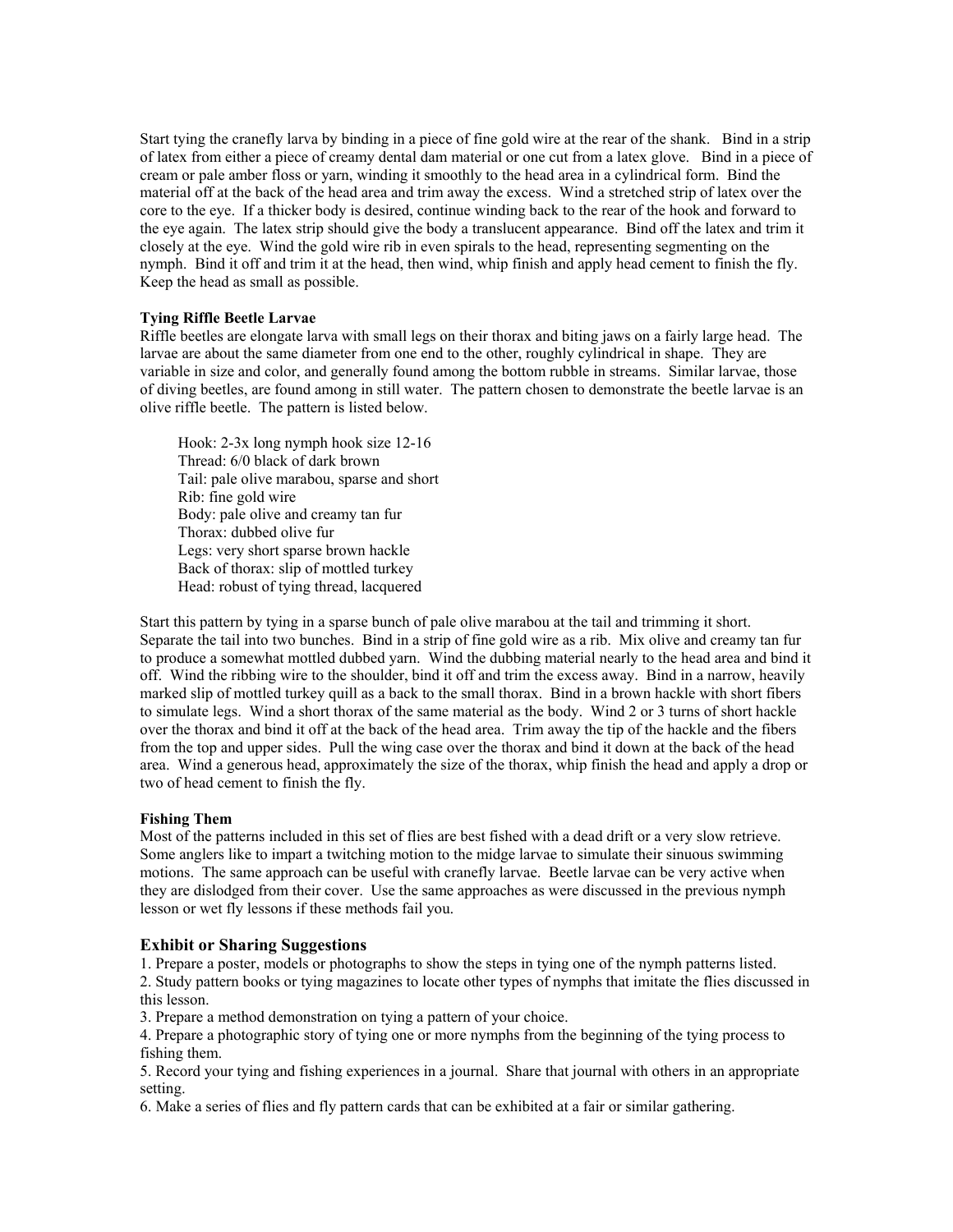Start tying the cranefly larva by binding in a piece of fine gold wire at the rear of the shank. Bind in a strip of latex from either a piece of creamy dental dam material or one cut from a latex glove. Bind in a piece of cream or pale amber floss or yarn, winding it smoothly to the head area in a cylindrical form. Bind the material off at the back of the head area and trim away the excess. Wind a stretched strip of latex over the core to the eye. If a thicker body is desired, continue winding back to the rear of the hook and forward to the eye again. The latex strip should give the body a translucent appearance. Bind off the latex and trim it closely at the eye. Wind the gold wire rib in even spirals to the head, representing segmenting on the nymph. Bind it off and trim it at the head, then wind, whip finish and apply head cement to finish the fly. Keep the head as small as possible.

**Tying Riffle Beetle Larvae**

Riffle beetles are elongate larva with small legs on their thorax and biting jaws on a fairly large head. The larvae are about the same diameter from one end to the other, roughly cylindrical in shape. They are variable in size and color, and generally found among the bottom rubble in streams. Similar larvae, those of diving beetles, are found among in still water. The pattern chosen to demonstrate the beetle larvae is an olive riffle beetle. The pattern is listed below.

Hook: 2-3x long nymph hook size 12-16
Thread: 6/0 black of dark brown
Tail: pale olive marabou, sparse and short
Rib: fine gold wire
Body: pale olive and creamy tan fur
Thorax: dubbed olive fur
Legs: very short sparse brown hackle
Back of thorax: slip of mottled turkey
Head: robust of tying thread, lacquered

Start this pattern by tying in a sparse bunch of pale olive marabou at the tail and trimming it short. Separate the tail into two bunches. Bind in a strip of fine gold wire as a rib. Mix olive and creamy tan fur to produce a somewhat mottled dubbed yarn. Wind the dubbing material nearly to the head area and bind it off. Wind the ribbing wire to the shoulder, bind it off and trim the excess away. Bind in a narrow, heavily marked slip of mottled turkey quill as a back to the small thorax. Bind in a brown hackle with short fibers to simulate legs. Wind a short thorax of the same material as the body. Wind 2 or 3 turns of short hackle over the thorax and bind it off at the back of the head area. Trim away the tip of the hackle and the fibers from the top and upper sides. Pull the wing case over the thorax and bind it down at the back of the head area. Wind a generous head, approximately the size of the thorax, whip finish the head and apply a drop or two of head cement to finish the fly.

**Fishing Them**

Most of the patterns included in this set of flies are best fished with a dead drift or a very slow retrieve. Some anglers like to impart a twitching motion to the midge larvae to simulate their sinuous swimming motions. The same approach can be useful with cranefly larvae. Beetle larvae can be very active when they are dislodged from their cover. Use the same approaches as were discussed in the previous nymph lesson or wet fly lessons if these methods fail you.

## Exhibit or Sharing Suggestions

1. Prepare a poster, models or photographs to show the steps in tying one of the nymph patterns listed.
2. Study pattern books or tying magazines to locate other types of nymphs that imitate the flies discussed in this lesson.
3. Prepare a method demonstration on tying a pattern of your choice.
4. Prepare a photographic story of tying one or more nymphs from the beginning of the tying process to fishing them.
5. Record your tying and fishing experiences in a journal. Share that journal with others in an appropriate setting.
6. Make a series of flies and fly pattern cards that can be exhibited at a fair or similar gathering.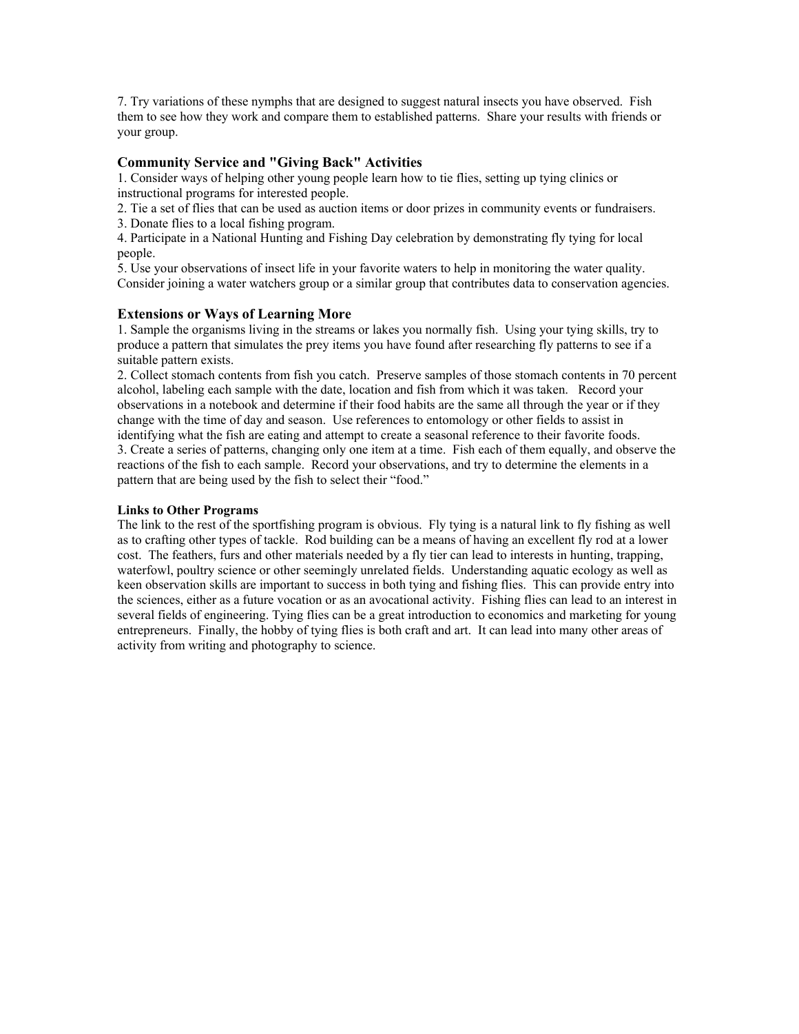7. Try variations of these nymphs that are designed to suggest natural insects you have observed. Fish them to see how they work and compare them to established patterns. Share your results with friends or your group.

### Community Service and "Giving Back" Activities

1. Consider ways of helping other young people learn how to tie flies, setting up tying clinics or instructional programs for interested people.
2. Tie a set of flies that can be used as auction items or door prizes in community events or fundraisers.
3. Donate flies to a local fishing program.
4. Participate in a National Hunting and Fishing Day celebration by demonstrating fly tying for local people.
5. Use your observations of insect life in your favorite waters to help in monitoring the water quality. Consider joining a water watchers group or a similar group that contributes data to conservation agencies.

### Extensions or Ways of Learning More

1. Sample the organisms living in the streams or lakes you normally fish. Using your tying skills, try to produce a pattern that simulates the prey items you have found after researching fly patterns to see if a suitable pattern exists.
2. Collect stomach contents from fish you catch. Preserve samples of those stomach contents in 70 percent alcohol, labeling each sample with the date, location and fish from which it was taken. Record your observations in a notebook and determine if their food habits are the same all through the year or if they change with the time of day and season. Use references to entomology or other fields to assist in identifying what the fish are eating and attempt to create a seasonal reference to their favorite foods.
3. Create a series of patterns, changing only one item at a time. Fish each of them equally, and observe the reactions of the fish to each sample. Record your observations, and try to determine the elements in a pattern that are being used by the fish to select their "food."

#### Links to Other Programs

The link to the rest of the sportfishing program is obvious. Fly tying is a natural link to fly fishing as well as to crafting other types of tackle. Rod building can be a means of having an excellent fly rod at a lower cost. The feathers, furs and other materials needed by a fly tier can lead to interests in hunting, trapping, waterfowl, poultry science or other seemingly unrelated fields. Understanding aquatic ecology as well as keen observation skills are important to success in both tying and fishing flies. This can provide entry into the sciences, either as a future vocation or as an avocational activity. Fishing flies can lead to an interest in several fields of engineering. Tying flies can be a great introduction to economics and marketing for young entrepreneurs. Finally, the hobby of tying flies is both craft and art. It can lead into many other areas of activity from writing and photography to science.